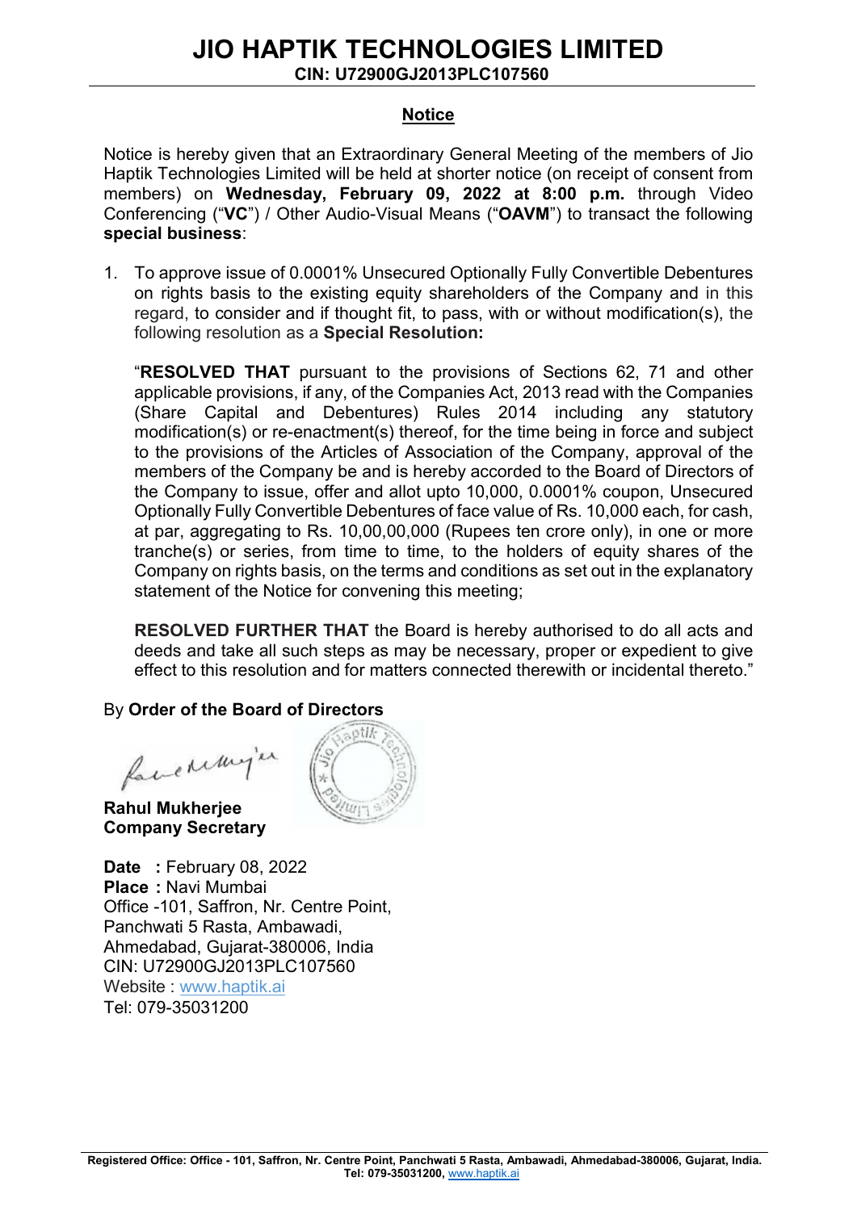# JIO HAPTIK TECHNOLOGIES LIMITED

**CIN: U72900GJ2013PLC107560**

## Notice

Notice is hereby given that an Extraordinary General Meeting of the members of Jio Haptik Technologies Limited will be held at shorter notice (on receipt of consent from members) on **Wednesday, February 09, 2022 at 8:00 p.m.** through Video Conferencing ("**VC**") / Other Audio-Visual Means ("**OAVM**") to transact the following **special business**:

1. To approve issue of 0.0001% Unsecured Optionally Fully Convertible Debentures on rights basis to the existing equity shareholders of the Company and in this regard, to consider and if thought fit, to pass, with or without modification(s), the following resolution as a **Special Resolution:**

   "**RESOLVED THAT** pursuant to the provisions of Sections 62, 71 and other applicable provisions, if any, of the Companies Act, 2013 read with the Companies (Share Capital and Debentures) Rules 2014 including any statutory modification(s) or re-enactment(s) thereof, for the time being in force and subject to the provisions of the Articles of Association of the Company, approval of the members of the Company be and is hereby accorded to the Board of Directors of the Company to issue, offer and allot upto 10,000, 0.0001% coupon, Unsecured Optionally Fully Convertible Debentures of face value of Rs. 10,000 each, for cash, at par, aggregating to Rs. 10,00,00,000 (Rupees ten crore only), in one or more tranche(s) or series, from time to time, to the holders of equity shares of the Company on rights basis, on the terms and conditions as set out in the explanatory statement of the Notice for convening this meeting;

   **RESOLVED FURTHER THAT** the Board is hereby authorised to do all acts and deeds and take all such steps as may be necessary, proper or expedient to give effect to this resolution and for matters connected therewith or incidental thereto."

By **Order of the Board of Directors**

**Rahul Mukherjee**
**Company Secretary**

**Date :** February 08, 2022
**Place :** Navi Mumbai
Office -101, Saffron, Nr. Centre Point,
Panchwati 5 Rasta, Ambawadi,
Ahmedabad, Gujarat-380006, India
CIN: U72900GJ2013PLC107560
Website : www.haptik.ai
Tel: 079-35031200

**Registered Office: Office - 101, Saffron, Nr. Centre Point, Panchwati 5 Rasta, Ambawadi, Ahmedabad-380006, Gujarat, India. Tel: 079-35031200,** www.haptik.ai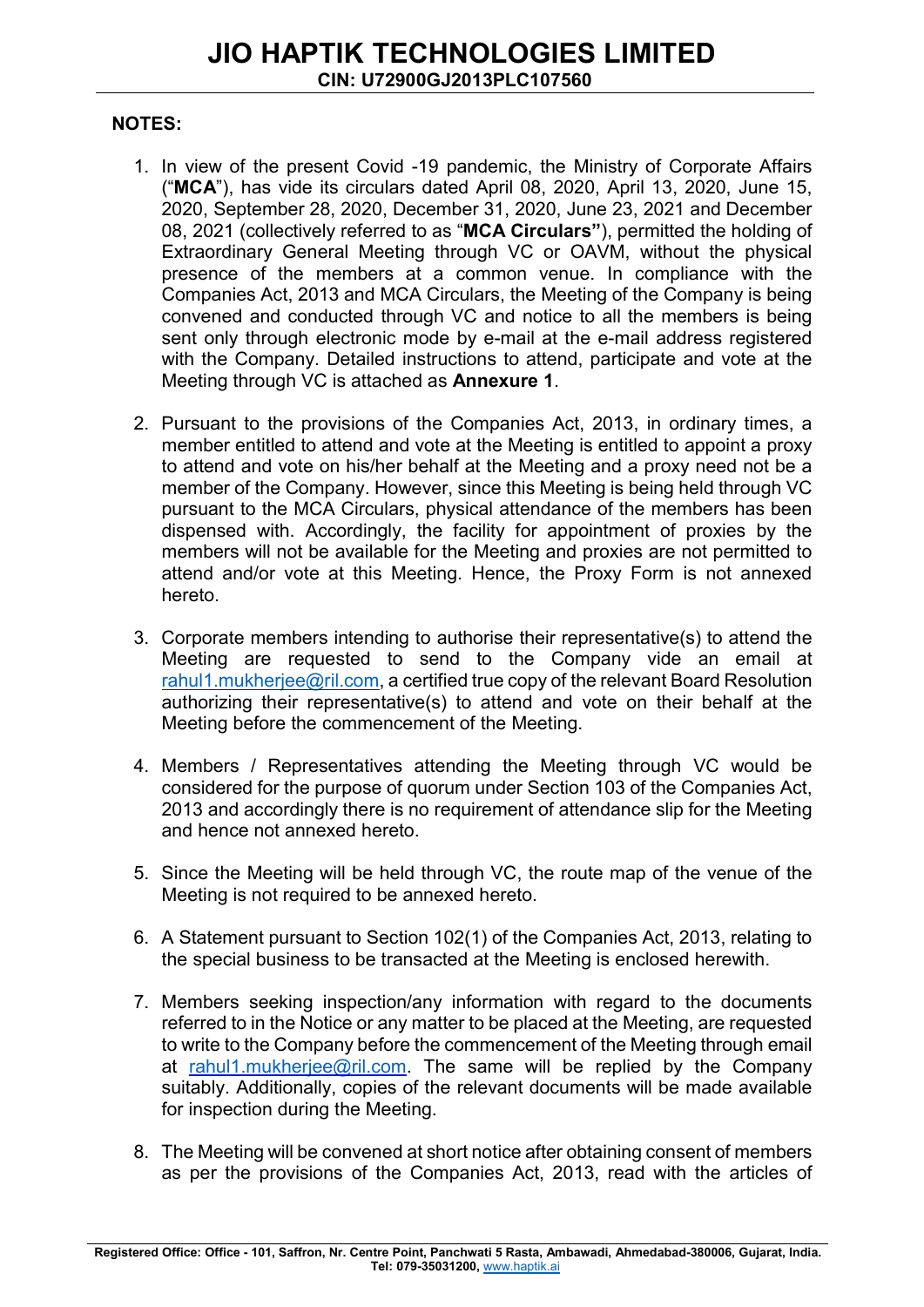**NOTES:**

1. In view of the present Covid -19 pandemic, the Ministry of Corporate Affairs ("**MCA**"), has vide its circulars dated April 08, 2020, April 13, 2020, June 15, 2020, September 28, 2020, December 31, 2020, June 23, 2021 and December 08, 2021 (collectively referred to as "**MCA Circulars"**), permitted the holding of Extraordinary General Meeting through VC or OAVM, without the physical presence of the members at a common venue. In compliance with the Companies Act, 2013 and MCA Circulars, the Meeting of the Company is being convened and conducted through VC and notice to all the members is being sent only through electronic mode by e-mail at the e-mail address registered with the Company. Detailed instructions to attend, participate and vote at the Meeting through VC is attached as **Annexure 1**.

2. Pursuant to the provisions of the Companies Act, 2013, in ordinary times, a member entitled to attend and vote at the Meeting is entitled to appoint a proxy to attend and vote on his/her behalf at the Meeting and a proxy need not be a member of the Company. However, since this Meeting is being held through VC pursuant to the MCA Circulars, physical attendance of the members has been dispensed with. Accordingly, the facility for appointment of proxies by the members will not be available for the Meeting and proxies are not permitted to attend and/or vote at this Meeting. Hence, the Proxy Form is not annexed hereto.

3. Corporate members intending to authorise their representative(s) to attend the Meeting are requested to send to the Company vide an email at rahul1.mukherjee@ril.com, a certified true copy of the relevant Board Resolution authorizing their representative(s) to attend and vote on their behalf at the Meeting before the commencement of the Meeting.

4. Members / Representatives attending the Meeting through VC would be considered for the purpose of quorum under Section 103 of the Companies Act, 2013 and accordingly there is no requirement of attendance slip for the Meeting and hence not annexed hereto.

5. Since the Meeting will be held through VC, the route map of the venue of the Meeting is not required to be annexed hereto.

6. A Statement pursuant to Section 102(1) of the Companies Act, 2013, relating to the special business to be transacted at the Meeting is enclosed herewith.

7. Members seeking inspection/any information with regard to the documents referred to in the Notice or any matter to be placed at the Meeting, are requested to write to the Company before the commencement of the Meeting through email at rahul1.mukherjee@ril.com. The same will be replied by the Company suitably. Additionally, copies of the relevant documents will be made available for inspection during the Meeting.

8. The Meeting will be convened at short notice after obtaining consent of members as per the provisions of the Companies Act, 2013, read with the articles of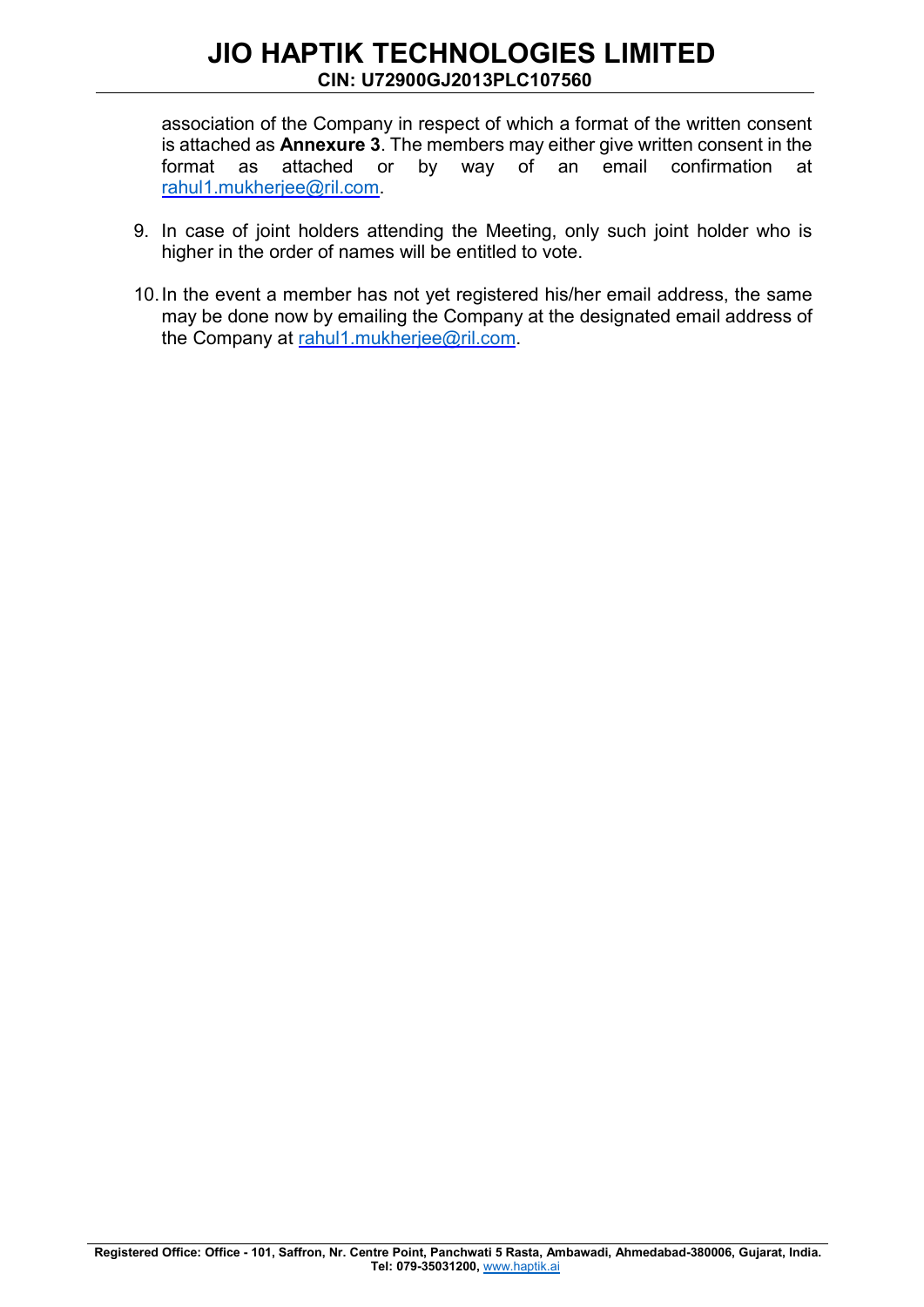association of the Company in respect of which a format of the written consent is attached as **Annexure 3**. The members may either give written consent in the format as attached or by way of an email confirmation at rahul1.mukherjee@ril.com.

9. In case of joint holders attending the Meeting, only such joint holder who is higher in the order of names will be entitled to vote.

10. In the event a member has not yet registered his/her email address, the same may be done now by emailing the Company at the designated email address of the Company at rahul1.mukherjee@ril.com.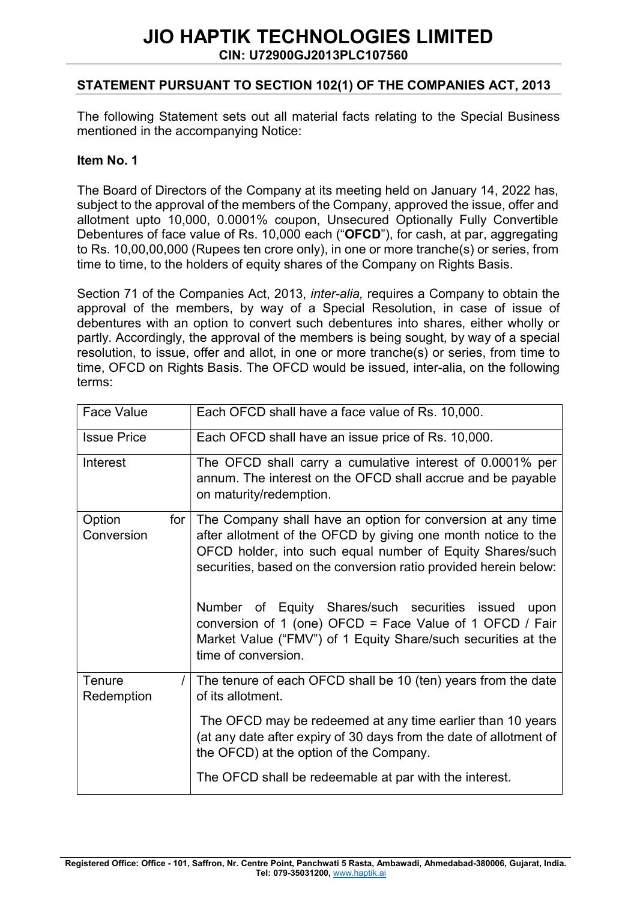# JIO HAPTIK TECHNOLOGIES LIMITED

**CIN: U72900GJ2013PLC107560**

## STATEMENT PURSUANT TO SECTION 102(1) OF THE COMPANIES ACT, 2013

The following Statement sets out all material facts relating to the Special Business mentioned in the accompanying Notice:

### Item No. 1

The Board of Directors of the Company at its meeting held on January 14, 2022 has, subject to the approval of the members of the Company, approved the issue, offer and allotment upto 10,000, 0.0001% coupon, Unsecured Optionally Fully Convertible Debentures of face value of Rs. 10,000 each ("**OFCD**"), for cash, at par, aggregating to Rs. 10,00,00,000 (Rupees ten crore only), in one or more tranche(s) or series, from time to time, to the holders of equity shares of the Company on Rights Basis.

Section 71 of the Companies Act, 2013, *inter-alia,* requires a Company to obtain the approval of the members, by way of a Special Resolution, in case of issue of debentures with an option to convert such debentures into shares, either wholly or partly. Accordingly, the approval of the members is being sought, by way of a special resolution, to issue, offer and allot, in one or more tranche(s) or series, from time to time, OFCD on Rights Basis. The OFCD would be issued, inter-alia, on the following terms:

| | |
|---|---|
| Face Value | Each OFCD shall have a face value of Rs. 10,000. |
| Issue Price | Each OFCD shall have an issue price of Rs. 10,000. |
| Interest | The OFCD shall carry a cumulative interest of 0.0001% per annum. The interest on the OFCD shall accrue and be payable on maturity/redemption. |
| Option for Conversion | The Company shall have an option for conversion at any time after allotment of the OFCD by giving one month notice to the OFCD holder, into such equal number of Equity Shares/such securities, based on the conversion ratio provided herein below:<br><br>Number of Equity Shares/such securities issued upon conversion of 1 (one) OFCD = Face Value of 1 OFCD / Fair Market Value ("FMV") of 1 Equity Share/such securities at the time of conversion. |
| Tenure / Redemption | The tenure of each OFCD shall be 10 (ten) years from the date of its allotment.<br><br>The OFCD may be redeemed at any time earlier than 10 years (at any date after expiry of 30 days from the date of allotment of the OFCD) at the option of the Company.<br><br>The OFCD shall be redeemable at par with the interest. |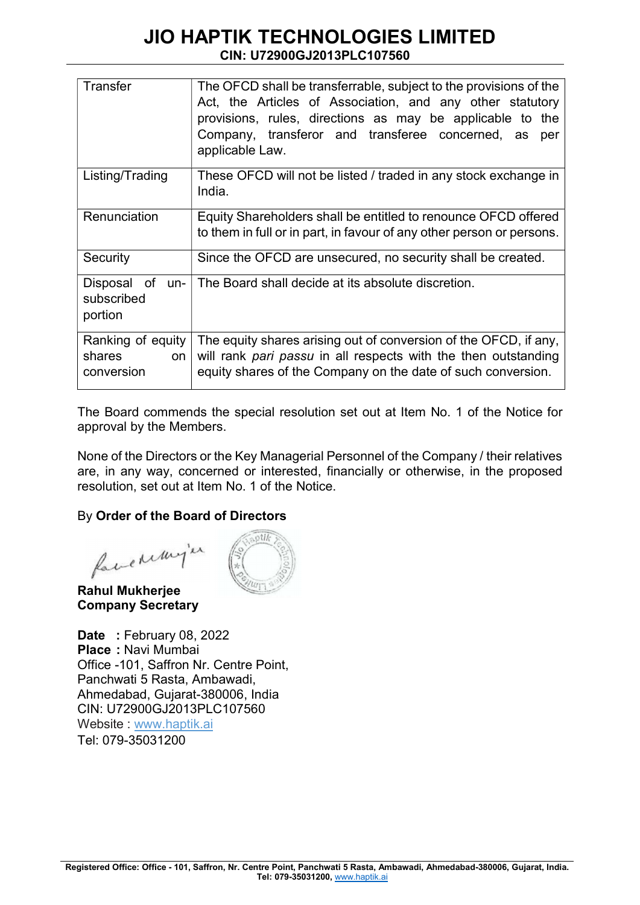| Transfer | The OFCD shall be transferrable, subject to the provisions of the Act, the Articles of Association, and any other statutory provisions, rules, directions as may be applicable to the Company, transferor and transferee concerned, as per applicable Law. |
|---|---|
| Listing/Trading | These OFCD will not be listed / traded in any stock exchange in India. |
| Renunciation | Equity Shareholders shall be entitled to renounce OFCD offered to them in full or in part, in favour of any other person or persons. |
| Security | Since the OFCD are unsecured, no security shall be created. |
| Disposal of un-subscribed portion | The Board shall decide at its absolute discretion. |
| Ranking of equity shares on conversion | The equity shares arising out of conversion of the OFCD, if any, will rank *pari passu* in all respects with the then outstanding equity shares of the Company on the date of such conversion. |

The Board commends the special resolution set out at Item No. 1 of the Notice for approval by the Members.

None of the Directors or the Key Managerial Personnel of the Company / their relatives are, in any way, concerned or interested, financially or otherwise, in the proposed resolution, set out at Item No. 1 of the Notice.

By **Order of the Board of Directors**

**Rahul Mukherjee**
**Company Secretary**

**Date :** February 08, 2022
**Place :** Navi Mumbai
Office -101, Saffron Nr. Centre Point,
Panchwati 5 Rasta, Ambawadi,
Ahmedabad, Gujarat-380006, India
CIN: U72900GJ2013PLC107560
Website : www.haptik.ai
Tel: 079-35031200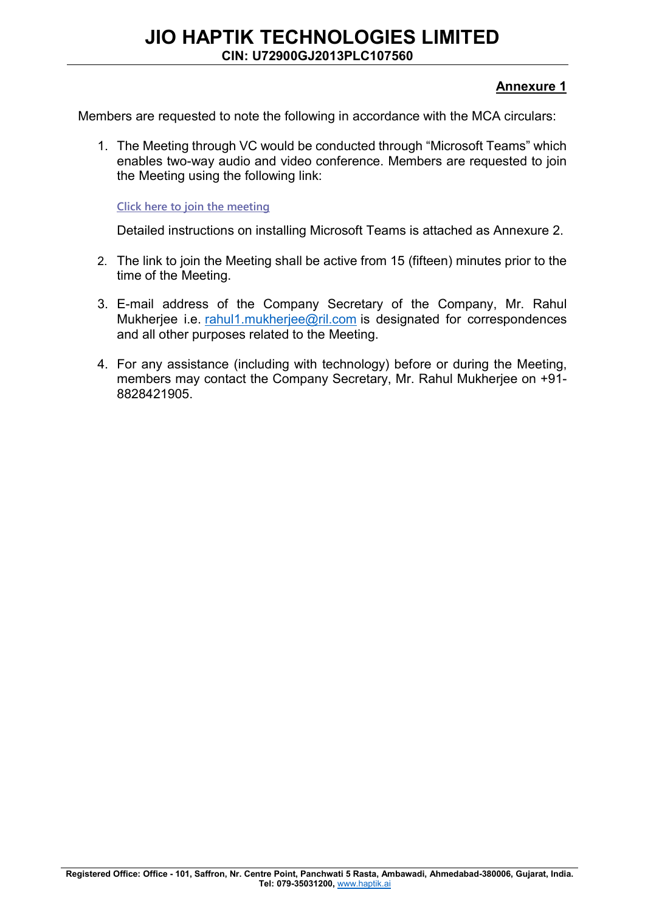**Annexure 1**

Members are requested to note the following in accordance with the MCA circulars:

1. The Meeting through VC would be conducted through "Microsoft Teams" which enables two-way audio and video conference. Members are requested to join the Meeting using the following link:

   Click here to join the meeting

   Detailed instructions on installing Microsoft Teams is attached as Annexure 2.

2. The link to join the Meeting shall be active from 15 (fifteen) minutes prior to the time of the Meeting.

3. E-mail address of the Company Secretary of the Company, Mr. Rahul Mukherjee i.e. rahul1.mukherjee@ril.com is designated for correspondences and all other purposes related to the Meeting.

4. For any assistance (including with technology) before or during the Meeting, members may contact the Company Secretary, Mr. Rahul Mukherjee on +91-8828421905.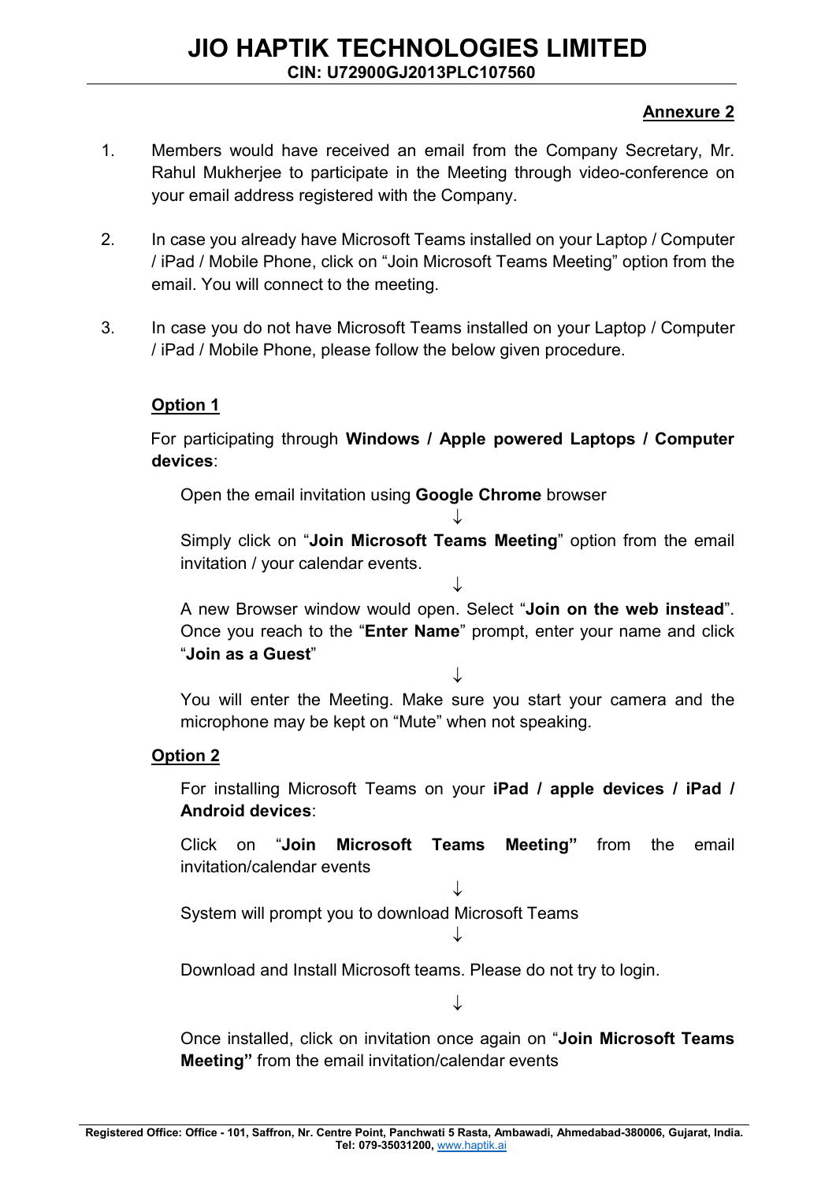# JIO HAPTIK TECHNOLOGIES LIMITED

**CIN: U72900GJ2013PLC107560**

**Annexure 2**

1. Members would have received an email from the Company Secretary, Mr. Rahul Mukherjee to participate in the Meeting through video-conference on your email address registered with the Company.

2. In case you already have Microsoft Teams installed on your Laptop / Computer / iPad / Mobile Phone, click on "Join Microsoft Teams Meeting" option from the email. You will connect to the meeting.

3. In case you do not have Microsoft Teams installed on your Laptop / Computer / iPad / Mobile Phone, please follow the below given procedure.

**Option 1**

For participating through **Windows / Apple powered Laptops / Computer devices**:

Open the email invitation using **Google Chrome** browser

↓

Simply click on "**Join Microsoft Teams Meeting**" option from the email invitation / your calendar events.

↓

A new Browser window would open. Select "**Join on the web instead**". Once you reach to the "**Enter Name**" prompt, enter your name and click "**Join as a Guest**"

↓

You will enter the Meeting. Make sure you start your camera and the microphone may be kept on "Mute" when not speaking.

**Option 2**

For installing Microsoft Teams on your **iPad / apple devices / iPad / Android devices**:

Click on "**Join Microsoft Teams Meeting"** from the email invitation/calendar events

↓

System will prompt you to download Microsoft Teams

↓

Download and Install Microsoft teams. Please do not try to login.

↓

Once installed, click on invitation once again on "**Join Microsoft Teams Meeting"** from the email invitation/calendar events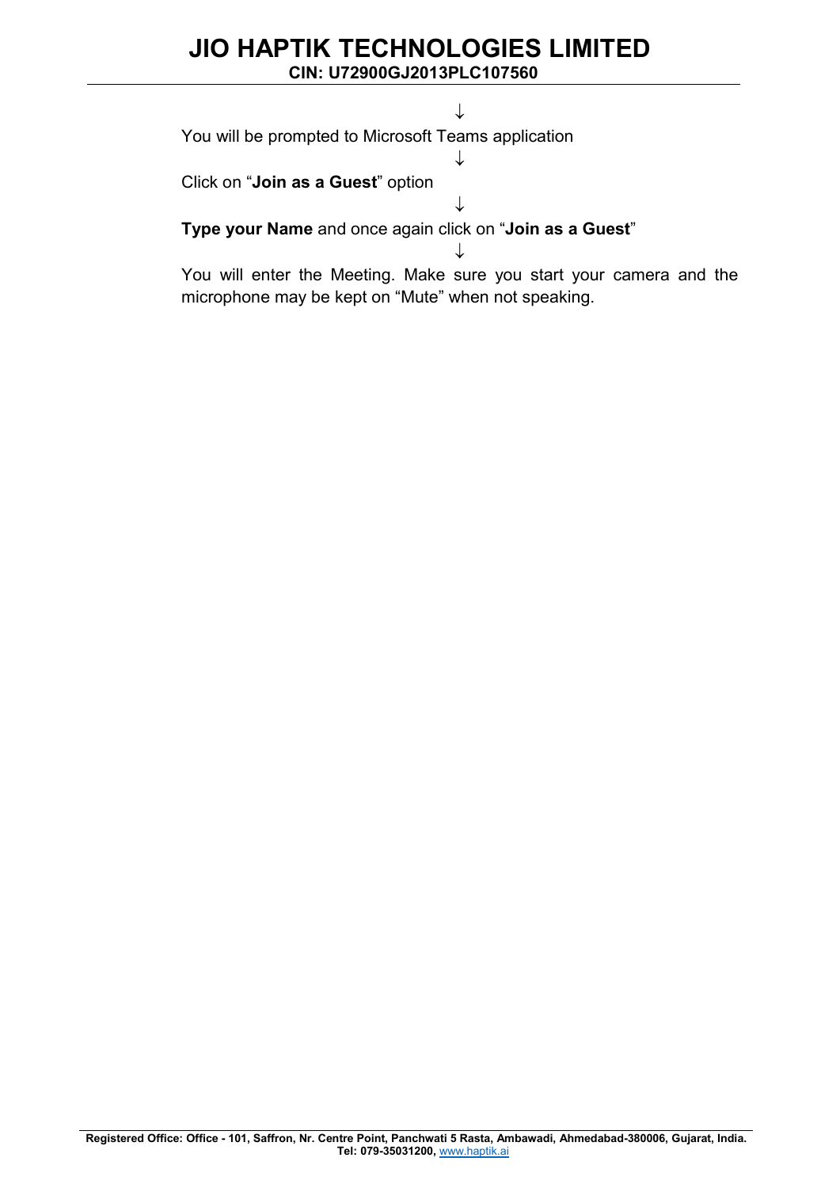↓

You will be prompted to Microsoft Teams application

↓

Click on "**Join as a Guest**" option

↓

**Type your Name** and once again click on "**Join as a Guest**"

↓

You will enter the Meeting. Make sure you start your camera and the microphone may be kept on "Mute" when not speaking.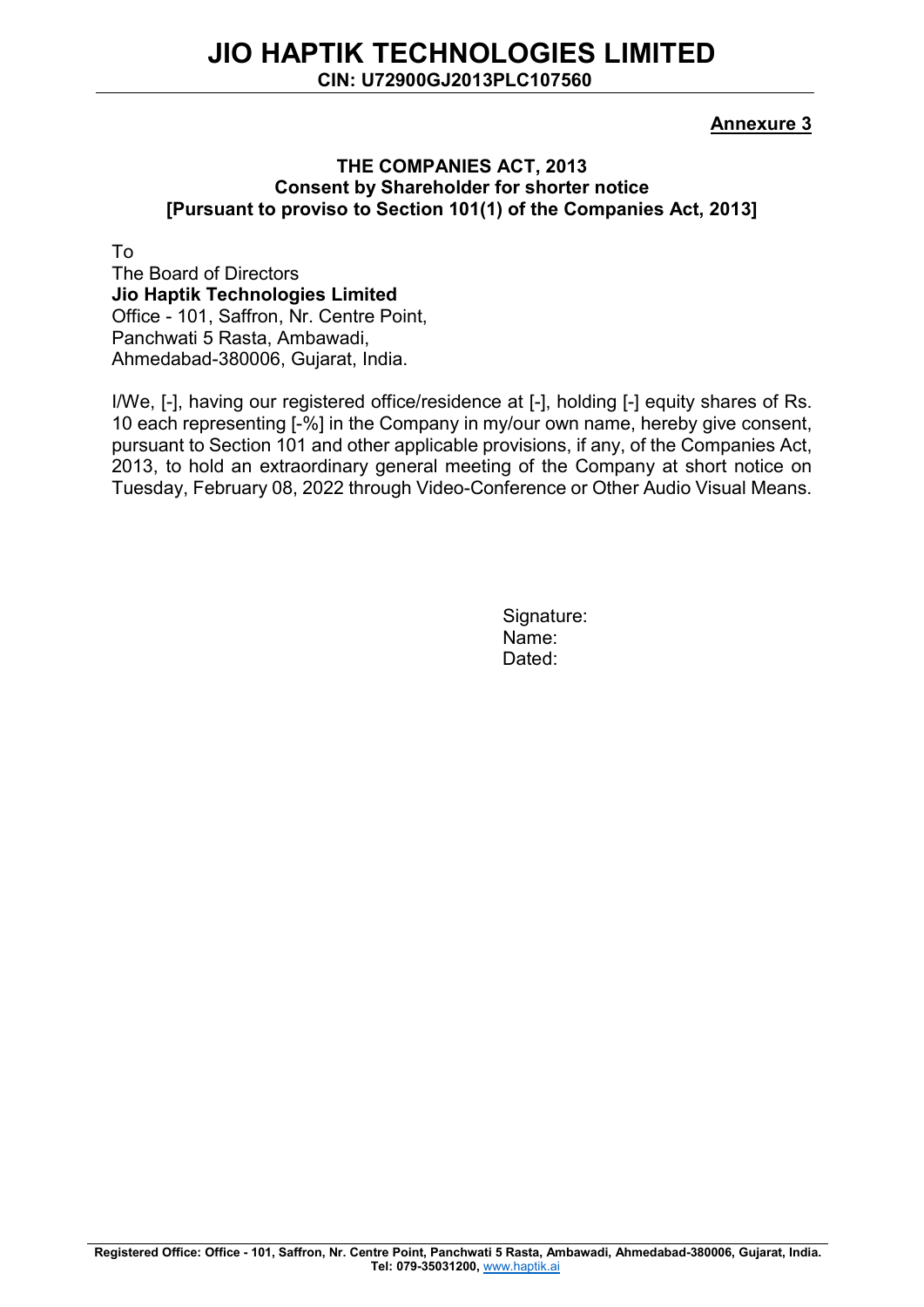# JIO HAPTIK TECHNOLOGIES LIMITED

**CIN: U72900GJ2013PLC107560**

**Annexure 3**

**THE COMPANIES ACT, 2013**
**Consent by Shareholder for shorter notice**
**[Pursuant to proviso to Section 101(1) of the Companies Act, 2013]**

To
The Board of Directors
**Jio Haptik Technologies Limited**
Office - 101, Saffron, Nr. Centre Point,
Panchwati 5 Rasta, Ambawadi,
Ahmedabad-380006, Gujarat, India.

I/We, [-], having our registered office/residence at [-], holding [-] equity shares of Rs. 10 each representing [-%] in the Company in my/our own name, hereby give consent, pursuant to Section 101 and other applicable provisions, if any, of the Companies Act, 2013, to hold an extraordinary general meeting of the Company at short notice on Tuesday, February 08, 2022 through Video-Conference or Other Audio Visual Means.

Signature:
Name:
Dated:

**Registered Office: Office - 101, Saffron, Nr. Centre Point, Panchwati 5 Rasta, Ambawadi, Ahmedabad-380006, Gujarat, India.**
**Tel: 079-35031200,** www.haptik.ai